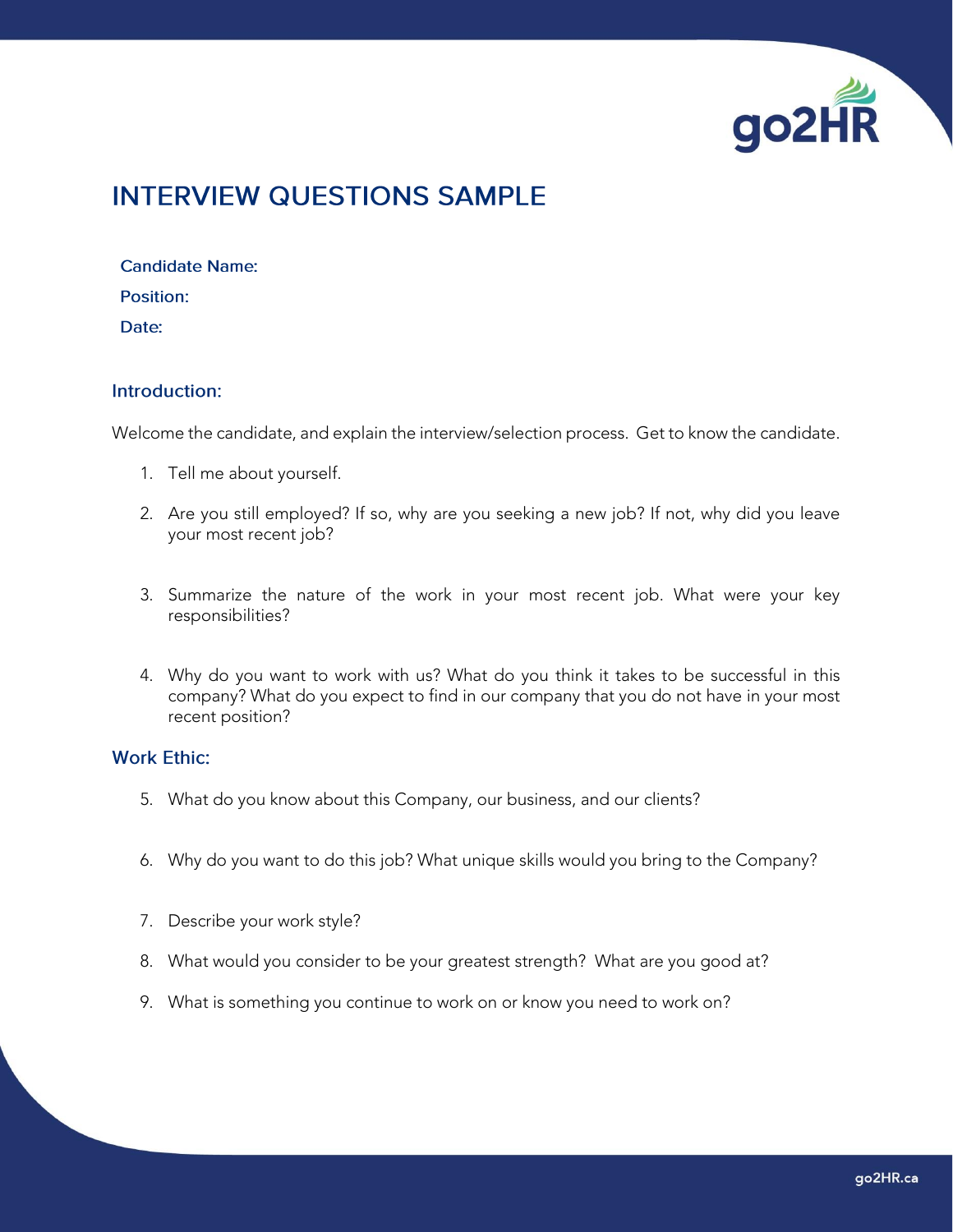# INTERVIEW QUESTIONS SAMPLE

**Candidate Name:**

**Position:**

**Date:**

## Introduction:

Welcome the candidate, and explain the interview/selection process. Get to know the candidate.

1. Tell me about yourself.
2. Are you still employed? If so, why are you seeking a new job? If not, why did you leave your most recent job?
3. Summarize the nature of the work in your most recent job. What were your key responsibilities?
4. Why do you want to work with us? What do you think it takes to be successful in this company? What do you expect to find in our company that you do not have in your most recent position?

## Work Ethic:

5. What do you know about this Company, our business, and our clients?
6. Why do you want to do this job? What unique skills would you bring to the Company?
7. Describe your work style?
8. What would you consider to be your greatest strength? What are you good at?
9. What is something you continue to work on or know you need to work on?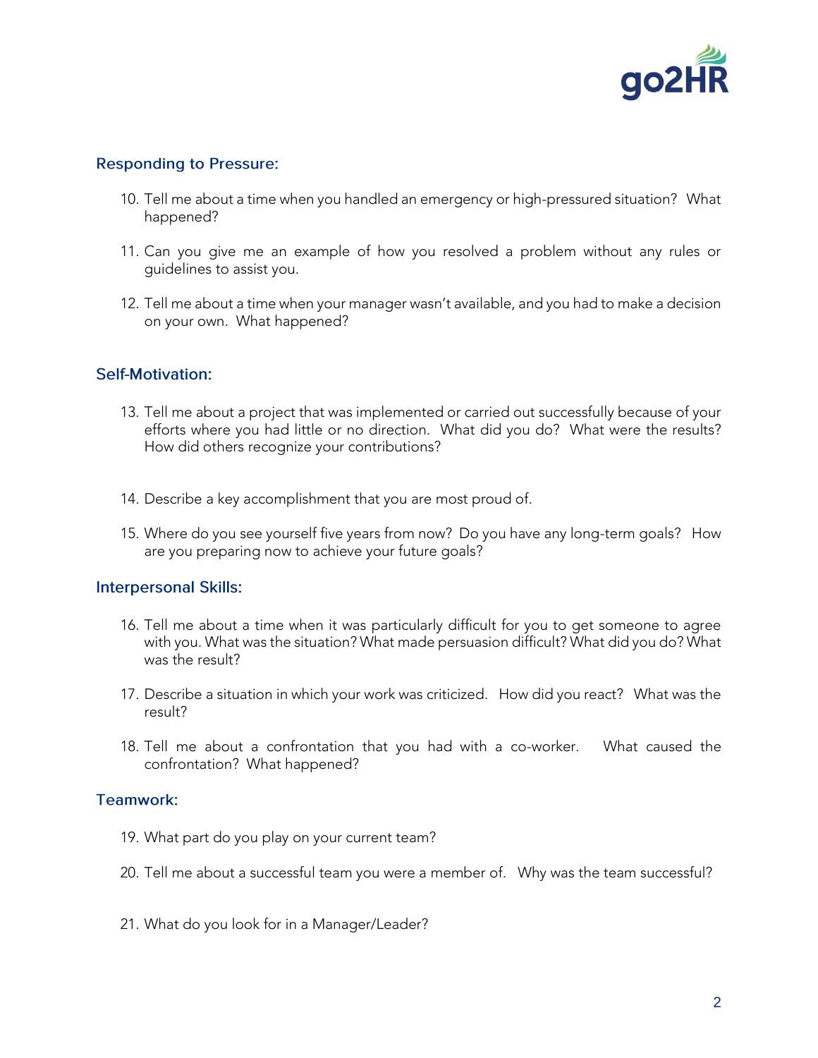## Responding to Pressure:

10. Tell me about a time when you handled an emergency or high-pressured situation? What happened?

11. Can you give me an example of how you resolved a problem without any rules or guidelines to assist you.

12. Tell me about a time when your manager wasn't available, and you had to make a decision on your own. What happened?

## Self-Motivation:

13. Tell me about a project that was implemented or carried out successfully because of your efforts where you had little or no direction. What did you do? What were the results? How did others recognize your contributions?

14. Describe a key accomplishment that you are most proud of.

15. Where do you see yourself five years from now? Do you have any long-term goals? How are you preparing now to achieve your future goals?

## Interpersonal Skills:

16. Tell me about a time when it was particularly difficult for you to get someone to agree with you. What was the situation? What made persuasion difficult? What did you do? What was the result?

17. Describe a situation in which your work was criticized. How did you react? What was the result?

18. Tell me about a confrontation that you had with a co-worker. What caused the confrontation? What happened?

## Teamwork:

19. What part do you play on your current team?

20. Tell me about a successful team you were a member of. Why was the team successful?

21. What do you look for in a Manager/Leader?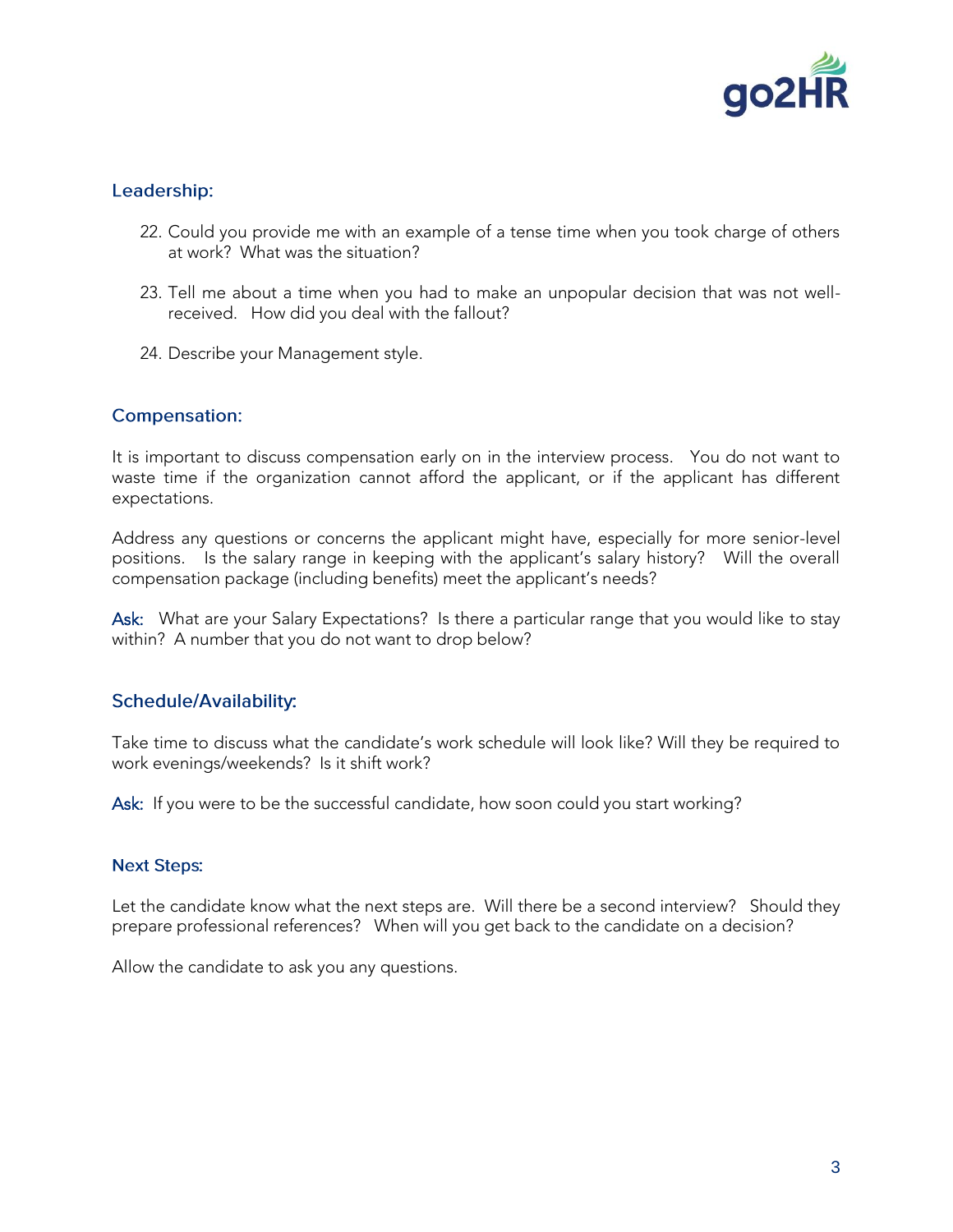## Leadership:

22. Could you provide me with an example of a tense time when you took charge of others at work? What was the situation?

23. Tell me about a time when you had to make an unpopular decision that was not well-received. How did you deal with the fallout?

24. Describe your Management style.

## Compensation:

It is important to discuss compensation early on in the interview process. You do not want to waste time if the organization cannot afford the applicant, or if the applicant has different expectations.

Address any questions or concerns the applicant might have, especially for more senior-level positions. Is the salary range in keeping with the applicant's salary history? Will the overall compensation package (including benefits) meet the applicant's needs?

Ask: What are your Salary Expectations? Is there a particular range that you would like to stay within? A number that you do not want to drop below?

## Schedule/Availability:

Take time to discuss what the candidate's work schedule will look like? Will they be required to work evenings/weekends? Is it shift work?

Ask: If you were to be the successful candidate, how soon could you start working?

## Next Steps:

Let the candidate know what the next steps are. Will there be a second interview? Should they prepare professional references? When will you get back to the candidate on a decision?

Allow the candidate to ask you any questions.